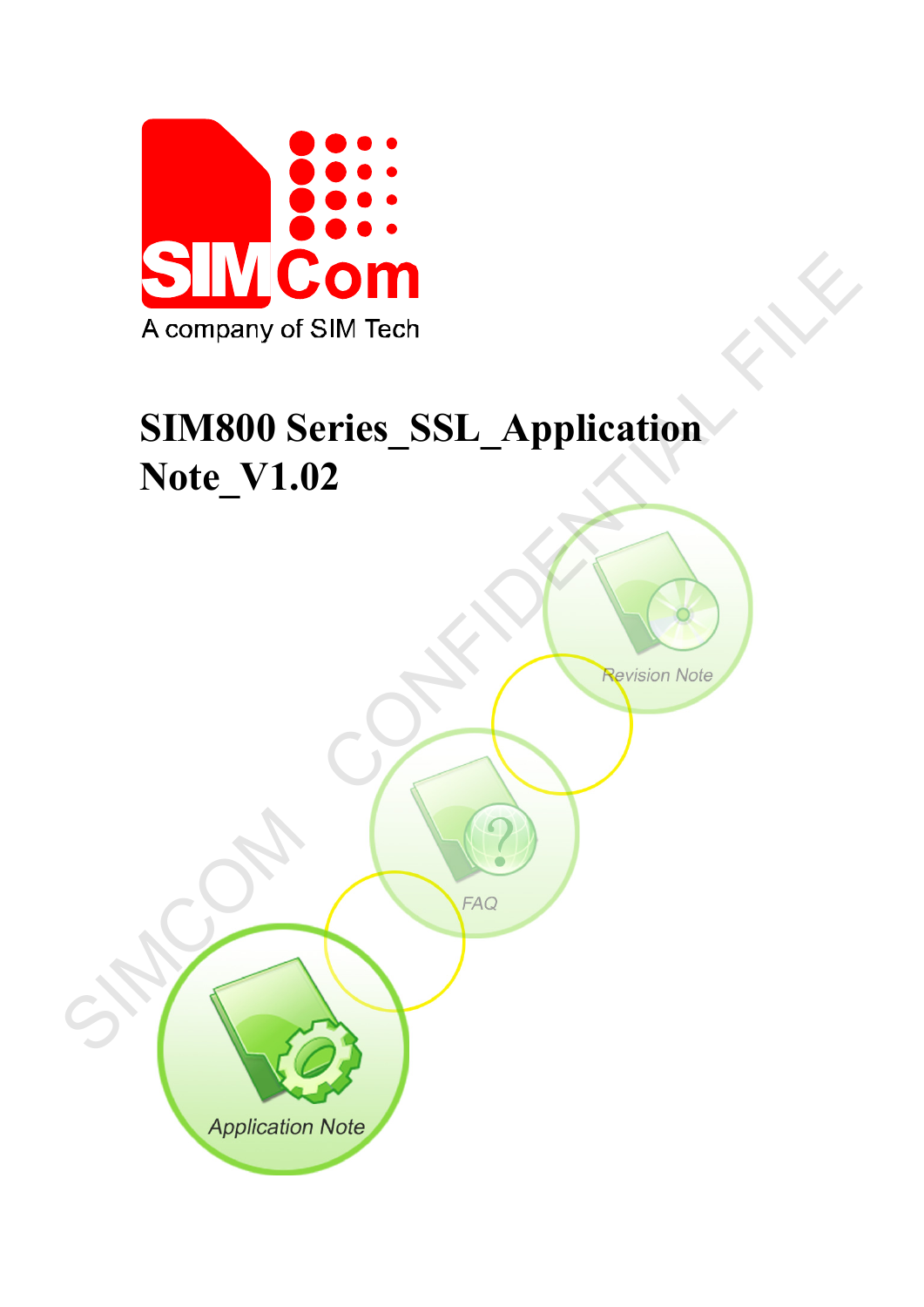A company of SIM Tech

# SIM800 Series_SSL_Application Note_V1.02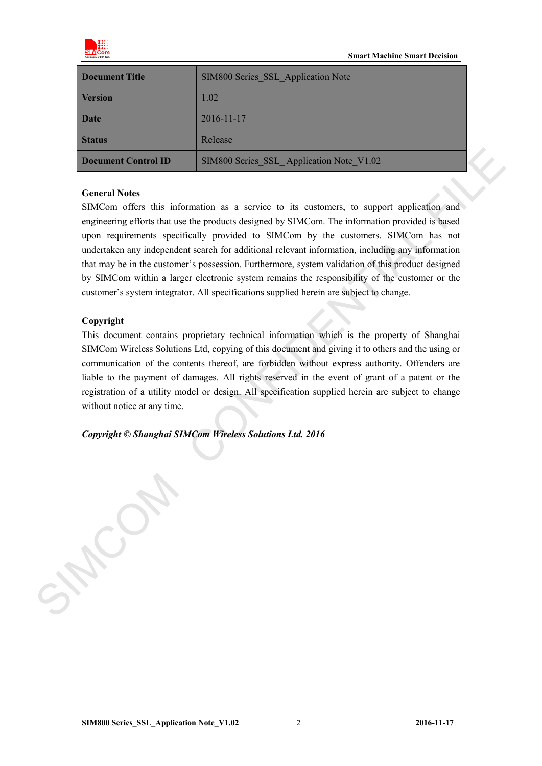| Document Title | SIM800 Series_SSL_Application Note |
|---|---|
| Version | 1.02 |
| Date | 2016-11-17 |
| Status | Release |
| Document Control ID | SIM800 Series_SSL_ Application Note_V1.02 |

**General Notes**

SIMCom offers this information as a service to its customers, to support application and engineering efforts that use the products designed by SIMCom. The information provided is based upon requirements specifically provided to SIMCom by the customers. SIMCom has not undertaken any independent search for additional relevant information, including any information that may be in the customer's possession. Furthermore, system validation of this product designed by SIMCom within a larger electronic system remains the responsibility of the customer or the customer's system integrator. All specifications supplied herein are subject to change.

**Copyright**

This document contains proprietary technical information which is the property of Shanghai SIMCom Wireless Solutions Ltd, copying of this document and giving it to others and the using or communication of the contents thereof, are forbidden without express authority. Offenders are liable to the payment of damages. All rights reserved in the event of grant of a patent or the registration of a utility model or design. All specification supplied herein are subject to change without notice at any time.

***Copyright © Shanghai SIMCom Wireless Solutions Ltd. 2016***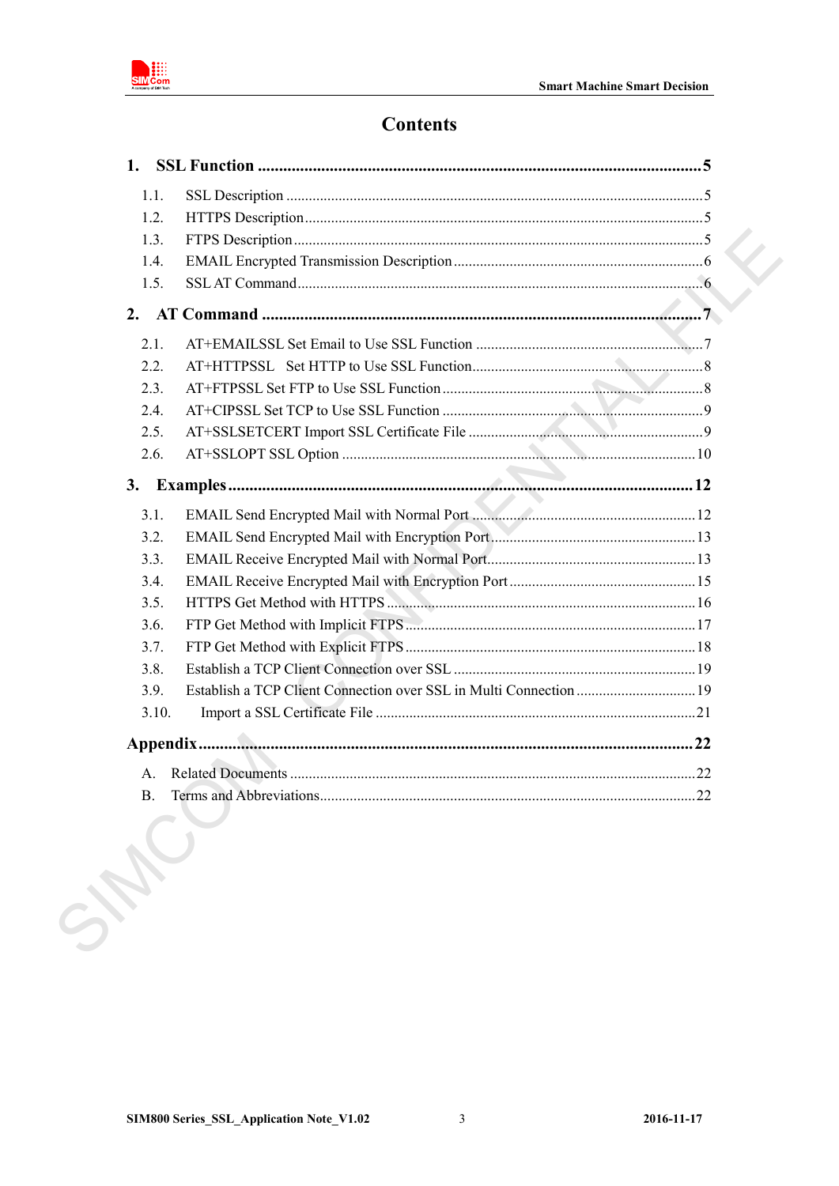# Contents

**1. SSL Function ........................................................................................................ 5**

- 1.1. SSL Description ........................................................................................................ 5
- 1.2. HTTPS Description .................................................................................................... 5
- 1.3. FTPS Description ........................................................................................................ 5
- 1.4. EMAIL Encrypted Transmission Description .............................................................. 6
- 1.5. SSL AT Command ........................................................................................................ 6

**2. AT Command ........................................................................................................ 7**

- 2.1. AT+EMAILSSL Set Email to Use SSL Function ......................................................... 7
- 2.2. AT+HTTPSSL Set HTTP to Use SSL Function ............................................................ 8
- 2.3. AT+FTPSSL Set FTP to Use SSL Function ................................................................. 8
- 2.4. AT+CIPSSL Set TCP to Use SSL Function ................................................................. 9
- 2.5. AT+SSLSETCERT Import SSL Certificate File ........................................................... 9
- 2.6. AT+SSLOPT SSL Option ............................................................................................ 10

**3. Examples ........................................................................................................ 12**

- 3.1. EMAIL Send Encrypted Mail with Normal Port ......................................................... 12
- 3.2. EMAIL Send Encrypted Mail with Encryption Port ..................................................... 13
- 3.3. EMAIL Receive Encrypted Mail with Normal Port ....................................................... 13
- 3.4. EMAIL Receive Encrypted Mail with Encryption Port ................................................ 15
- 3.5. HTTPS Get Method with HTTPS ................................................................................. 16
- 3.6. FTP Get Method with Implicit FTPS ........................................................................... 17
- 3.7. FTP Get Method with Explicit FTPS ........................................................................... 18
- 3.8. Establish a TCP Client Connection over SSL ............................................................. 19
- 3.9. Establish a TCP Client Connection over SSL in Multi Connection ............................. 19
- 3.10. Import a SSL Certificate File ..................................................................................... 21

**Appendix ........................................................................................................ 22**

- A. Related Documents ........................................................................................................ 22
- B. Terms and Abbreviations ................................................................................................ 22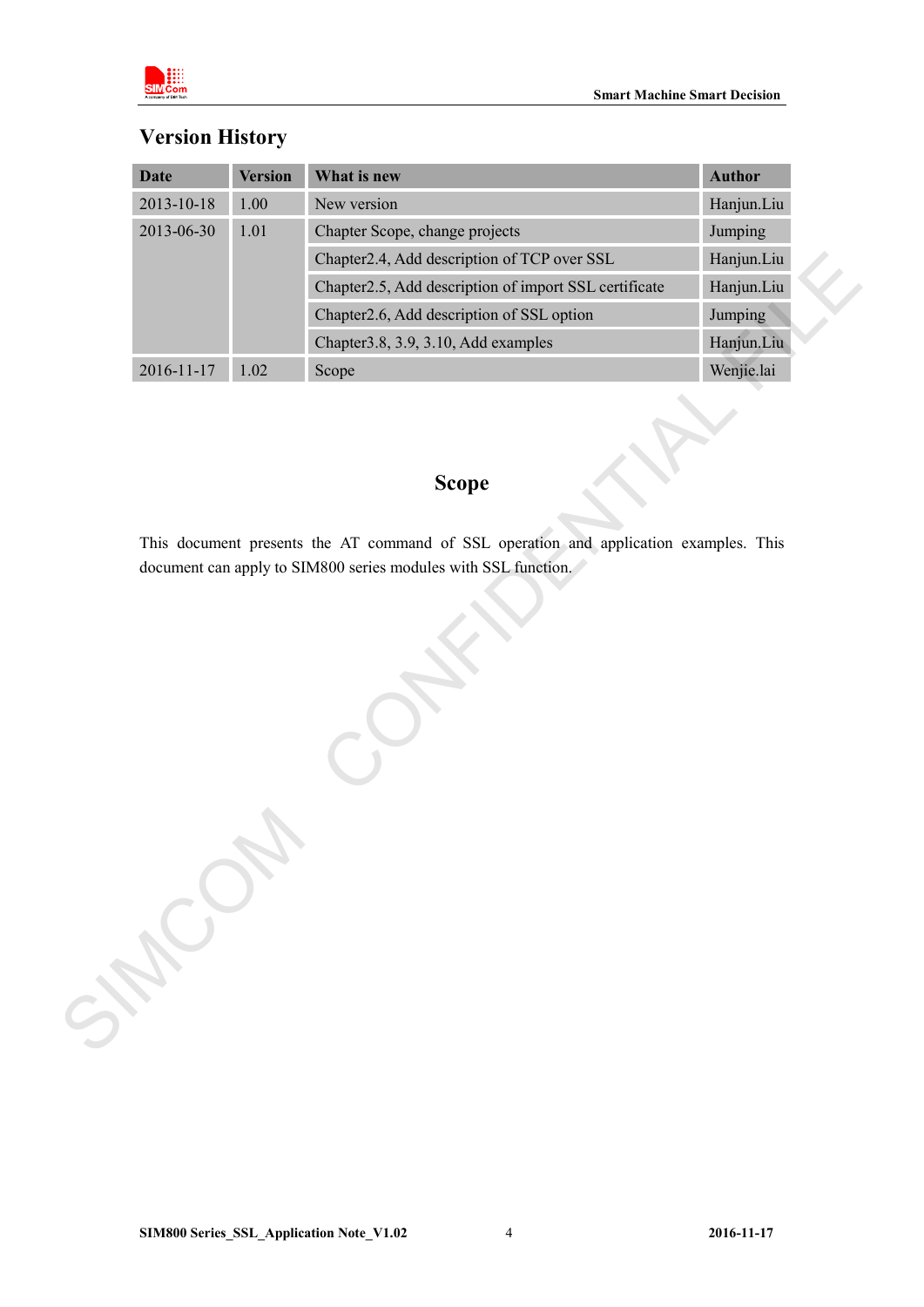## Version History

| Date | Version | What is new | Author |
|---|---|---|---|
| 2013-10-18 | 1.00 | New version | Hanjun.Liu |
| 2013-06-30 | 1.01 | Chapter Scope, change projects | Jumping |
| | | Chapter2.4, Add description of TCP over SSL | Hanjun.Liu |
| | | Chapter2.5, Add description of import SSL certificate | Hanjun.Liu |
| | | Chapter2.6, Add description of SSL option | Jumping |
| | | Chapter3.8, 3.9, 3.10, Add examples | Hanjun.Liu |
| 2016-11-17 | 1.02 | Scope | Wenjie.lai |

## Scope

This document presents the AT command of SSL operation and application examples. This document can apply to SIM800 series modules with SSL function.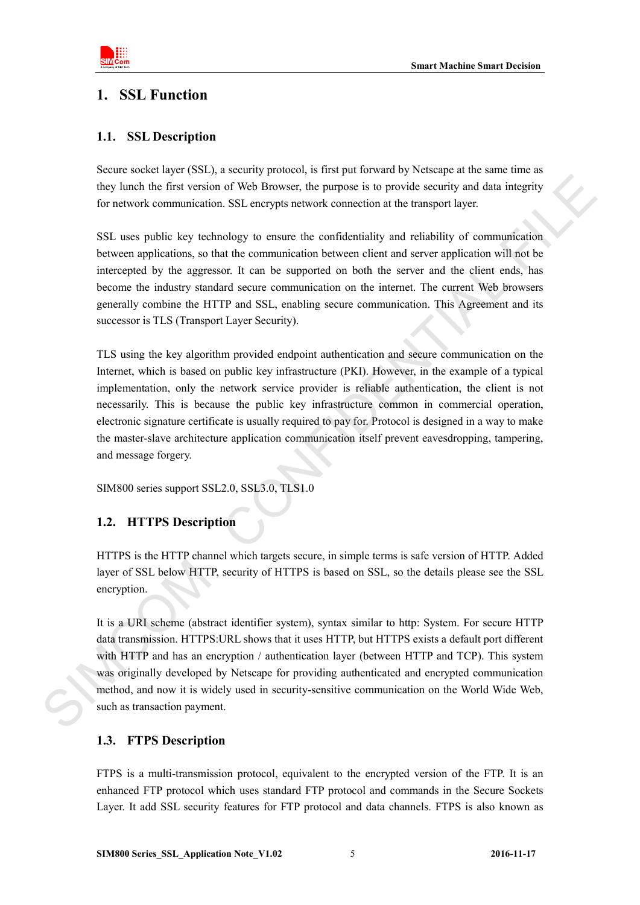# 1. SSL Function

## 1.1. SSL Description

Secure socket layer (SSL), a security protocol, is first put forward by Netscape at the same time as they lunch the first version of Web Browser, the purpose is to provide security and data integrity for network communication. SSL encrypts network connection at the transport layer.

SSL uses public key technology to ensure the confidentiality and reliability of communication between applications, so that the communication between client and server application will not be intercepted by the aggressor. It can be supported on both the server and the client ends, has become the industry standard secure communication on the internet. The current Web browsers generally combine the HTTP and SSL, enabling secure communication. This Agreement and its successor is TLS (Transport Layer Security).

TLS using the key algorithm provided endpoint authentication and secure communication on the Internet, which is based on public key infrastructure (PKI). However, in the example of a typical implementation, only the network service provider is reliable authentication, the client is not necessarily. This is because the public key infrastructure common in commercial operation, electronic signature certificate is usually required to pay for. Protocol is designed in a way to make the master-slave architecture application communication itself prevent eavesdropping, tampering, and message forgery.

SIM800 series support SSL2.0, SSL3.0, TLS1.0

## 1.2. HTTPS Description

HTTPS is the HTTP channel which targets secure, in simple terms is safe version of HTTP. Added layer of SSL below HTTP, security of HTTPS is based on SSL, so the details please see the SSL encryption.

It is a URI scheme (abstract identifier system), syntax similar to http: System. For secure HTTP data transmission. HTTPS:URL shows that it uses HTTP, but HTTPS exists a default port different with HTTP and has an encryption / authentication layer (between HTTP and TCP). This system was originally developed by Netscape for providing authenticated and encrypted communication method, and now it is widely used in security-sensitive communication on the World Wide Web, such as transaction payment.

## 1.3. FTPS Description

FTPS is a multi-transmission protocol, equivalent to the encrypted version of the FTP. It is an enhanced FTP protocol which uses standard FTP protocol and commands in the Secure Sockets Layer. It add SSL security features for FTP protocol and data channels. FTPS is also known as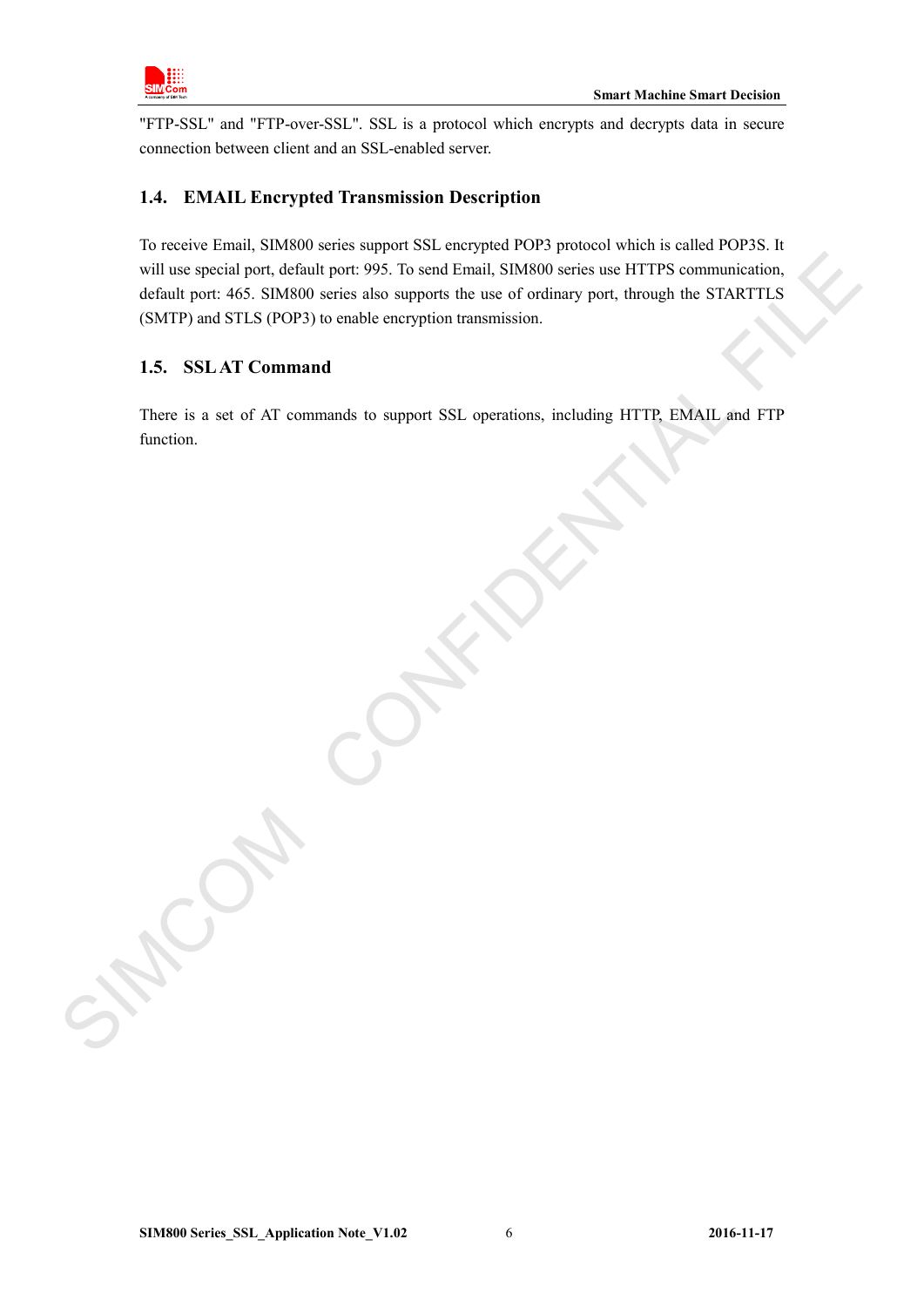"FTP-SSL" and "FTP-over-SSL". SSL is a protocol which encrypts and decrypts data in secure connection between client and an SSL-enabled server.

## 1.4. EMAIL Encrypted Transmission Description

To receive Email, SIM800 series support SSL encrypted POP3 protocol which is called POP3S. It will use special port, default port: 995. To send Email, SIM800 series use HTTPS communication, default port: 465. SIM800 series also supports the use of ordinary port, through the STARTTLS (SMTP) and STLS (POP3) to enable encryption transmission.

## 1.5. SSL AT Command

There is a set of AT commands to support SSL operations, including HTTP, EMAIL and FTP function.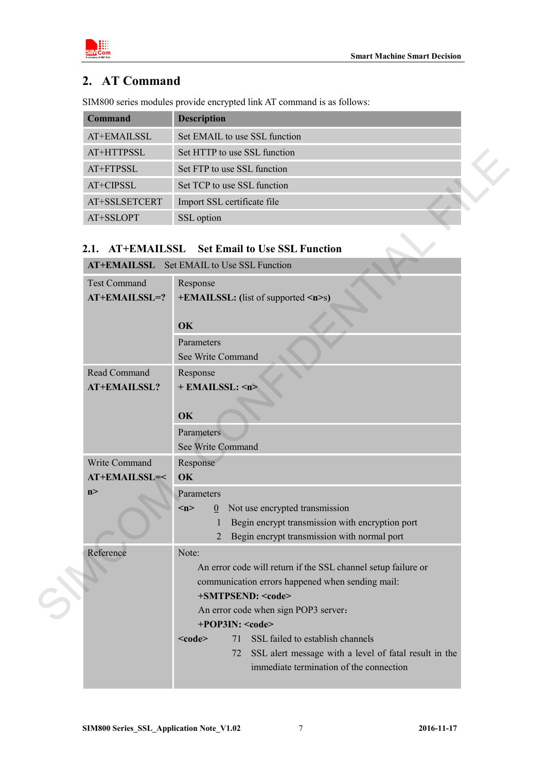## 2. AT Command

SIM800 series modules provide encrypted link AT command is as follows:

| Command | Description |
|---|---|
| AT+EMAILSSL | Set EMAIL to use SSL function |
| AT+HTTPSSL | Set HTTP to use SSL function |
| AT+FTPSSL | Set FTP to use SSL function |
| AT+CIPSSL | Set TCP to use SSL function |
| AT+SSLSETCERT | Import SSL certificate file |
| AT+SSLOPT | SSL option |

### 2.1. AT+EMAILSSL Set Email to Use SSL Function

| **AT+EMAILSSL** Set EMAIL to Use SSL Function | |
|---|---|
| Test Command<br>**AT+EMAILSSL=?** | Response<br>**+EMAILSSL:** (list of supported **<n>**s)<br><br>**OK** |
| | Parameters<br>See Write Command |
| Read Command<br>**AT+EMAILSSL?** | Response<br>**+ EMAILSSL: <n>**<br><br>**OK** |
| | Parameters<br>See Write Command |
| Write Command<br>**AT+EMAILSSL=<n>** | Response<br>**OK** |
| | Parameters<br>**<n>** 0 Not use encrypted transmission<br>1 Begin encrypt transmission with encryption port<br>2 Begin encrypt transmission with normal port |
| Reference | Note:<br>An error code will return if the SSL channel setup failure or communication errors happened when sending mail:<br>**+SMTPSEND: <code>**<br>An error code when sign POP3 server：<br>**+POP3IN: <code>**<br>**<code>** 71 SSL failed to establish channels<br>72 SSL alert message with a level of fatal result in the immediate termination of the connection |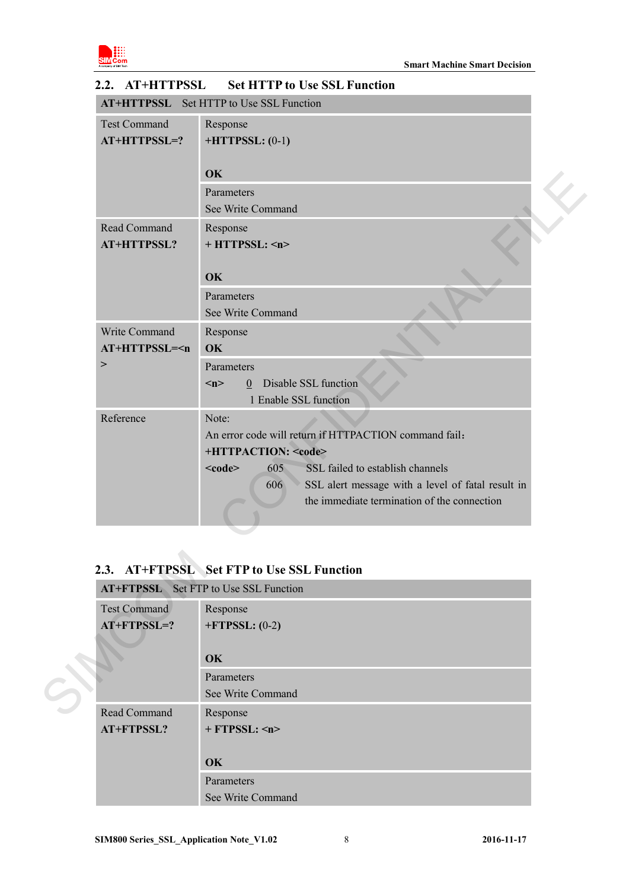## 2.2. AT+HTTPSSL Set HTTP to Use SSL Function

| AT+HTTPSSL Set HTTP to Use SSL Function | |
|---|---|
| Test Command<br>**AT+HTTPSSL=?** | Response<br>**+HTTPSSL:** (0-1)<br><br>**OK** |
| | Parameters<br>See Write Command |
| Read Command<br>**AT+HTTPSSL?** | Response<br>**+ HTTPSSL: <n>**<br><br>**OK** |
| | Parameters<br>See Write Command |
| Write Command<br>**AT+HTTPSSL=<n>** | Response<br>**OK** |
| | Parameters<br>**<n>** 0 Disable SSL function<br>1 Enable SSL function |
| Reference | Note:<br>An error code will return if HTTPACTION command fail:<br>**+HTTPACTION: <code>**<br>**<code>** 605 SSL failed to establish channels<br>606 SSL alert message with a level of fatal result in the immediate termination of the connection |

## 2.3. AT+FTPSSL Set FTP to Use SSL Function

| AT+FTPSSL Set FTP to Use SSL Function | |
|---|---|
| Test Command<br>**AT+FTPSSL=?** | Response<br>**+FTPSSL:** (0-2)<br><br>**OK** |
| | Parameters<br>See Write Command |
| Read Command<br>**AT+FTPSSL?** | Response<br>**+ FTPSSL: <n>**<br><br>**OK** |
| | Parameters<br>See Write Command |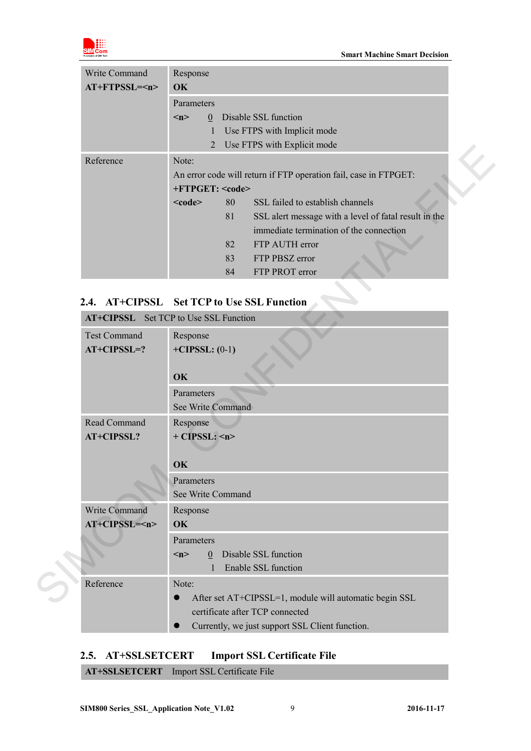| Write Command<br>**AT+FTPSSL=<n>** | Response<br>**OK** |
|---|---|
| | Parameters<br>**<n>** 0 Disable SSL function<br>1 Use FTPS with Implicit mode<br>2 Use FTPS with Explicit mode |
| Reference | Note:<br>An error code will return if FTP operation fail, case in FTPGET:<br>**+FTPGET: <code>**<br>**<code>** 80 SSL failed to establish channels<br>81 SSL alert message with a level of fatal result in the immediate termination of the connection<br>82 FTP AUTH error<br>83 FTP PBSZ error<br>84 FTP PROT error |

## 2.4. AT+CIPSSL Set TCP to Use SSL Function

| **AT+CIPSSL** Set TCP to Use SSL Function | |
|---|---|
| Test Command<br>**AT+CIPSSL=?** | Response<br>**+CIPSSL: (0-1)**<br><br>**OK** |
| | Parameters<br>See Write Command |
| Read Command<br>**AT+CIPSSL?** | Response<br>**+ CIPSSL: <n>**<br><br>**OK** |
| | Parameters<br>See Write Command |
| Write Command<br>**AT+CIPSSL=<n>** | Response<br>**OK** |
| | Parameters<br>**<n>** 0 Disable SSL function<br>1 Enable SSL function |
| Reference | Note:<br>● After set AT+CIPSSL=1, module will automatic begin SSL certificate after TCP connected<br>● Currently, we just support SSL Client function. |

## 2.5. AT+SSLSETCERT Import SSL Certificate File

| **AT+SSLSETCERT** Import SSL Certificate File |
|---|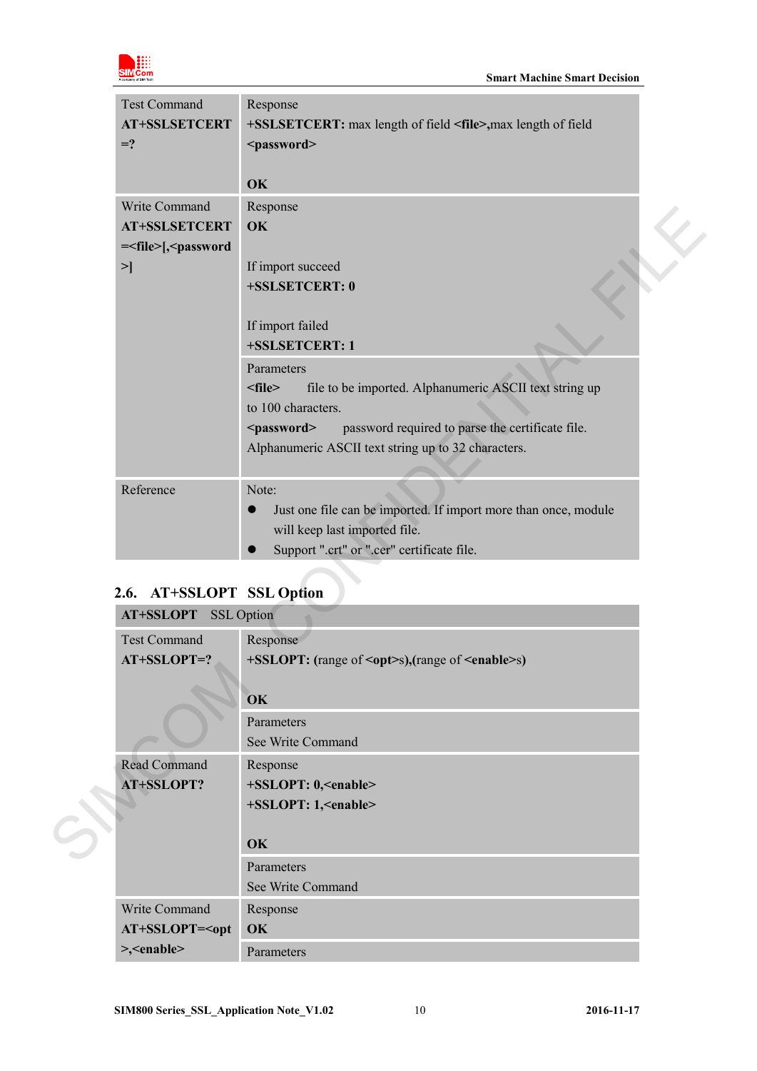| Test Command<br>**AT+SSLSETCERT=?** | Response<br>**+SSLSETCERT:** max length of field **<file>**,max length of field **<password>**<br><br>**OK** |
|---|---|
| Write Command<br>**AT+SSLSETCERT=<file>[,<password>]** | Response<br>**OK**<br><br>If import succeed<br>**+SSLSETCERT: 0**<br><br>If import failed<br>**+SSLSETCERT: 1** |
| | Parameters<br>**<file>** file to be imported. Alphanumeric ASCII text string up to 100 characters.<br>**<password>** password required to parse the certificate file. Alphanumeric ASCII text string up to 32 characters. |
| Reference | Note:<br>● Just one file can be imported. If import more than once, module will keep last imported file.<br>● Support ".crt" or ".cer" certificate file. |

## 2.6. AT+SSLOPT SSL Option

| **AT+SSLOPT** SSL Option | |
|---|---|
| Test Command<br>**AT+SSLOPT=?** | Response<br>**+SSLOPT: (**range of **<opt>**s**),(**range of **<enable>**s**)**<br><br>**OK** |
| | Parameters<br>See Write Command |
| Read Command<br>**AT+SSLOPT?** | Response<br>**+SSLOPT: 0,<enable>**<br>**+SSLOPT: 1,<enable>**<br><br>**OK** |
| | Parameters<br>See Write Command |
| Write Command<br>**AT+SSLOPT=<opt>,<enable>** | Response<br>**OK** |
| | Parameters |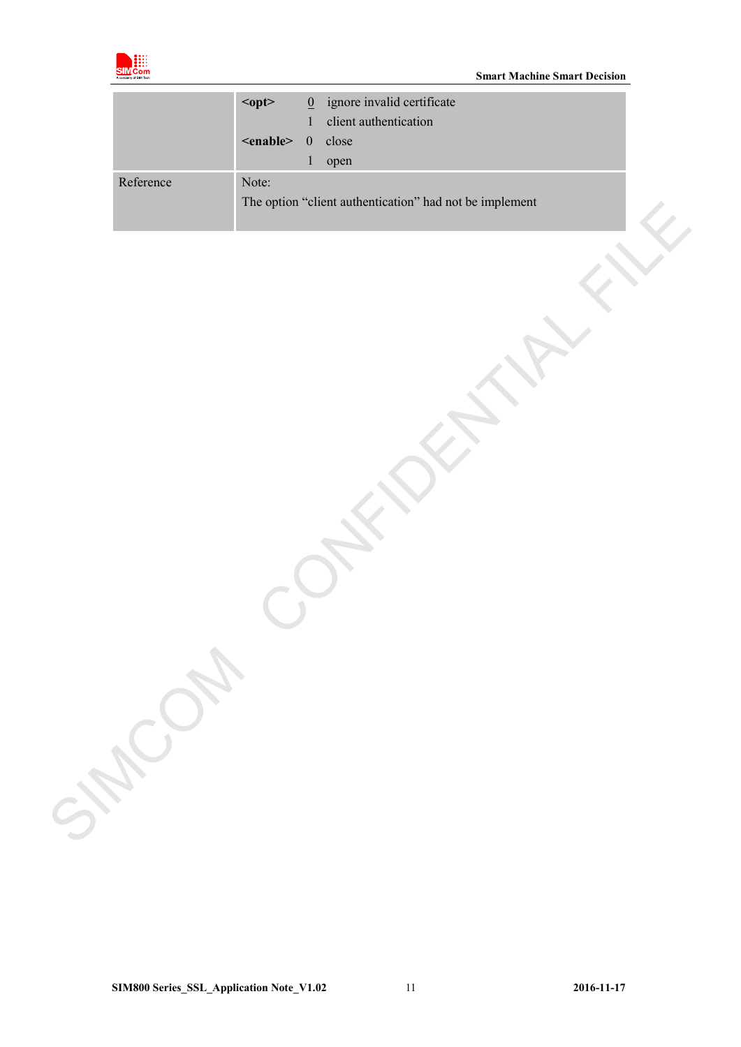| | |
|---|---|
| | **<opt>** <u>0</u> ignore invalid certificate<br>1 client authentication<br>**<enable>** 0 close<br>1 open |
| Reference | Note:<br>The option "client authentication" had not be implement |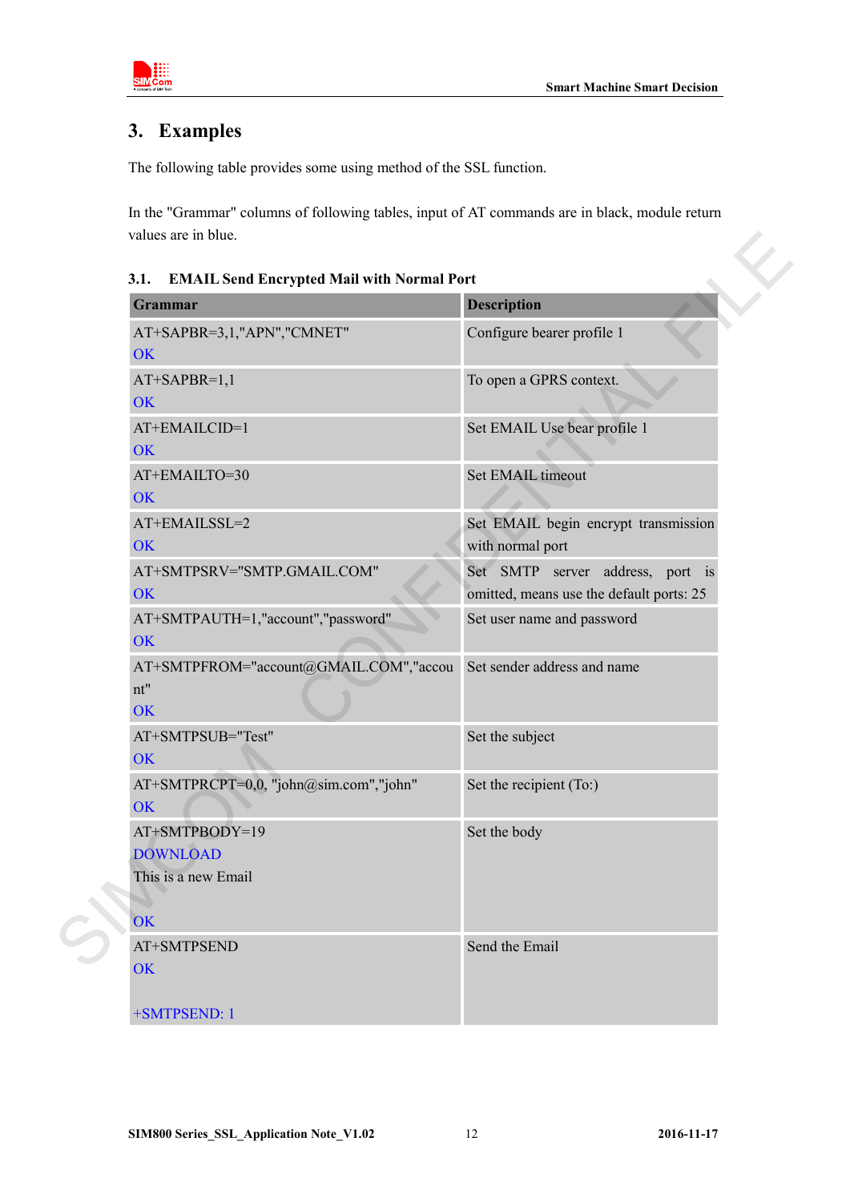# 3. Examples

The following table provides some using method of the SSL function.

In the "Grammar" columns of following tables, input of AT commands are in black, module return values are in blue.

## 3.1. EMAIL Send Encrypted Mail with Normal Port

| Grammar | Description |
|---|---|
| AT+SAPBR=3,1,"APN","CMNET"<br>OK | Configure bearer profile 1 |
| AT+SAPBR=1,1<br>OK | To open a GPRS context. |
| AT+EMAILCID=1<br>OK | Set EMAIL Use bear profile 1 |
| AT+EMAILTO=30<br>OK | Set EMAIL timeout |
| AT+EMAILSSL=2<br>OK | Set EMAIL begin encrypt transmission with normal port |
| AT+SMTPSRV="SMTP.GMAIL.COM"<br>OK | Set SMTP server address, port is omitted, means use the default ports: 25 |
| AT+SMTPAUTH=1,"account","password"<br>OK | Set user name and password |
| AT+SMTPFROM="account@GMAIL.COM","account"<br>OK | Set sender address and name |
| AT+SMTPSUB="Test"<br>OK | Set the subject |
| AT+SMTPRCPT=0,0, "john@sim.com","john"<br>OK | Set the recipient (To:) |
| AT+SMTPBODY=19<br>DOWNLOAD<br>This is a new Email<br><br>OK | Set the body |
| AT+SMTPSEND<br>OK<br><br>+SMTPSEND: 1 | Send the Email |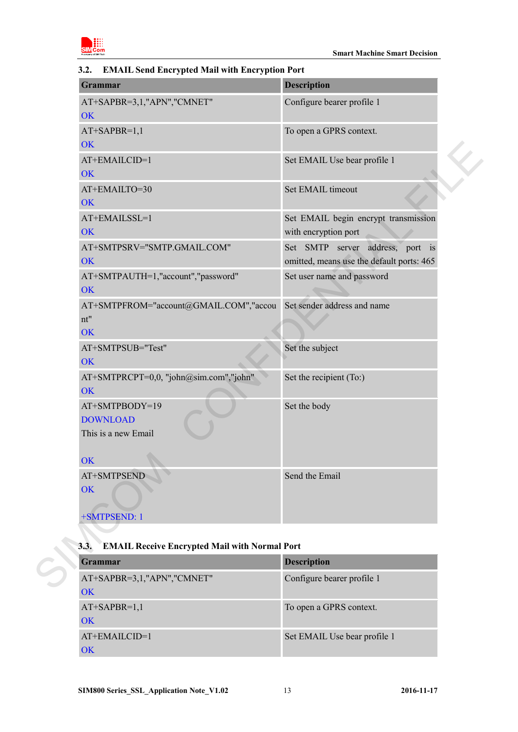### 3.2. EMAIL Send Encrypted Mail with Encryption Port

| Grammar | Description |
|---|---|
| AT+SAPBR=3,1,"APN","CMNET"<br>OK | Configure bearer profile 1 |
| AT+SAPBR=1,1<br>OK | To open a GPRS context. |
| AT+EMAILCID=1<br>OK | Set EMAIL Use bear profile 1 |
| AT+EMAILTO=30<br>OK | Set EMAIL timeout |
| AT+EMAILSSL=1<br>OK | Set EMAIL begin encrypt transmission with encryption port |
| AT+SMTPSRV="SMTP.GMAIL.COM"<br>OK | Set SMTP server address, port is omitted, means use the default ports: 465 |
| AT+SMTPAUTH=1,"account","password"<br>OK | Set user name and password |
| AT+SMTPFROM="account@GMAIL.COM","account"<br>OK | Set sender address and name |
| AT+SMTPSUB="Test"<br>OK | Set the subject |
| AT+SMTPRCPT=0,0, "john@sim.com","john"<br>OK | Set the recipient (To:) |
| AT+SMTPBODY=19<br>DOWNLOAD<br>This is a new Email<br><br>OK | Set the body |
| AT+SMTPSEND<br>OK<br><br>+SMTPSEND: 1 | Send the Email |

### 3.3. EMAIL Receive Encrypted Mail with Normal Port

| Grammar | Description |
|---|---|
| AT+SAPBR=3,1,"APN","CMNET"<br>OK | Configure bearer profile 1 |
| AT+SAPBR=1,1<br>OK | To open a GPRS context. |
| AT+EMAILCID=1<br>OK | Set EMAIL Use bear profile 1 |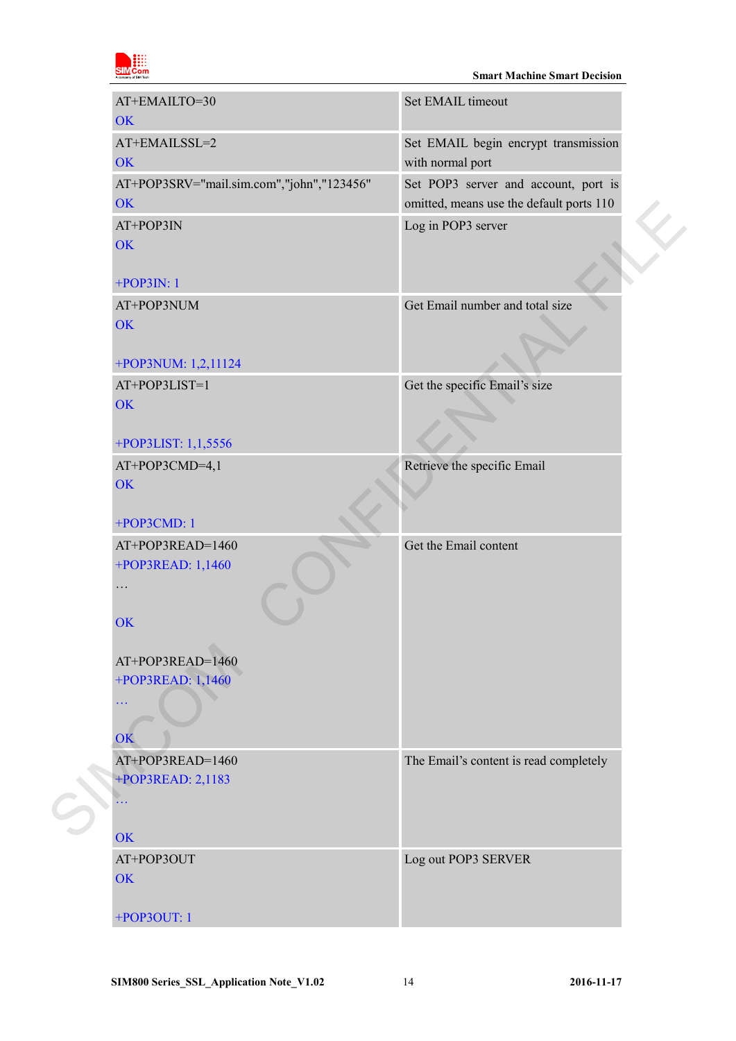| | |
|---|---|
| AT+EMAILTO=30<br>OK | Set EMAIL timeout |
| AT+EMAILSSL=2<br>OK | Set EMAIL begin encrypt transmission with normal port |
| AT+POP3SRV="mail.sim.com","john","123456"<br>OK | Set POP3 server and account, port is omitted, means use the default ports 110 |
| AT+POP3IN<br>OK<br><br>+POP3IN: 1 | Log in POP3 server |
| AT+POP3NUM<br>OK<br><br>+POP3NUM: 1,2,11124 | Get Email number and total size |
| AT+POP3LIST=1<br>OK<br><br>+POP3LIST: 1,1,5556 | Get the specific Email's size |
| AT+POP3CMD=4,1<br>OK<br><br>+POP3CMD: 1 | Retrieve the specific Email |
| AT+POP3READ=1460<br>+POP3READ: 1,1460<br>…<br><br>OK<br><br>AT+POP3READ=1460<br>+POP3READ: 1,1460<br>…<br><br>OK | Get the Email content |
| AT+POP3READ=1460<br>+POP3READ: 2,1183<br>…<br><br>OK | The Email's content is read completely |
| AT+POP3OUT<br>OK<br><br>+POP3OUT: 1 | Log out POP3 SERVER |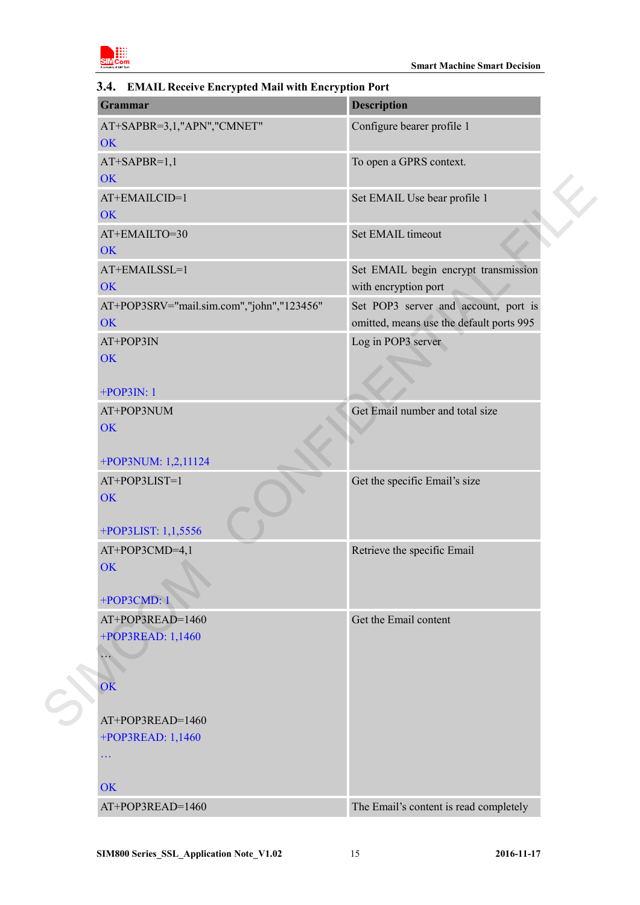## 3.4. EMAIL Receive Encrypted Mail with Encryption Port

| Grammar | Description |
| --- | --- |
| AT+SAPBR=3,1,"APN","CMNET"<br>OK | Configure bearer profile 1 |
| AT+SAPBR=1,1<br>OK | To open a GPRS context. |
| AT+EMAILCID=1<br>OK | Set EMAIL Use bear profile 1 |
| AT+EMAILTO=30<br>OK | Set EMAIL timeout |
| AT+EMAILSSL=1<br>OK | Set EMAIL begin encrypt transmission with encryption port |
| AT+POP3SRV="mail.sim.com","john","123456"<br>OK | Set POP3 server and account, port is omitted, means use the default ports 995 |
| AT+POP3IN<br>OK<br><br>+POP3IN: 1 | Log in POP3 server |
| AT+POP3NUM<br>OK<br><br>+POP3NUM: 1,2,11124 | Get Email number and total size |
| AT+POP3LIST=1<br>OK<br><br>+POP3LIST: 1,1,5556 | Get the specific Email's size |
| AT+POP3CMD=4,1<br>OK<br><br>+POP3CMD: 1 | Retrieve the specific Email |
| AT+POP3READ=1460<br>+POP3READ: 1,1460<br>…<br><br>OK<br><br>AT+POP3READ=1460<br>+POP3READ: 1,1460<br>…<br><br>OK | Get the Email content |
| AT+POP3READ=1460 | The Email's content is read completely |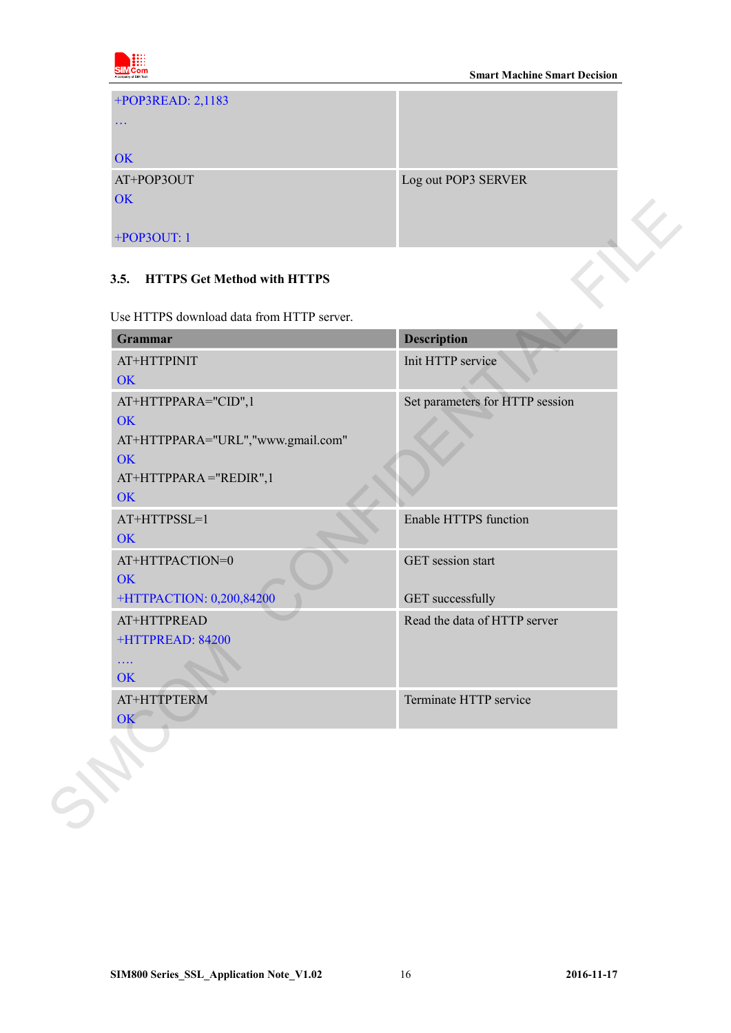| | |
|---|---|
| +POP3READ: 2,1183<br>…<br><br>OK | |
| AT+POP3OUT<br>OK<br><br>+POP3OUT: 1 | Log out POP3 SERVER |

### 3.5. HTTPS Get Method with HTTPS

Use HTTPS download data from HTTP server.

| Grammar | Description |
|---|---|
| AT+HTTPINIT<br>OK | Init HTTP service |
| AT+HTTPPARA="CID",1<br>OK<br>AT+HTTPPARA="URL","www.gmail.com"<br>OK<br>AT+HTTPPARA ="REDIR",1<br>OK | Set parameters for HTTP session |
| AT+HTTPSSL=1<br>OK | Enable HTTPS function |
| AT+HTTPACTION=0<br>OK<br>+HTTPACTION: 0,200,84200 | GET session start<br><br>GET successfully |
| AT+HTTPREAD<br>+HTTPREAD: 84200<br>….<br>OK | Read the data of HTTP server |
| AT+HTTPTERM<br>OK | Terminate HTTP service |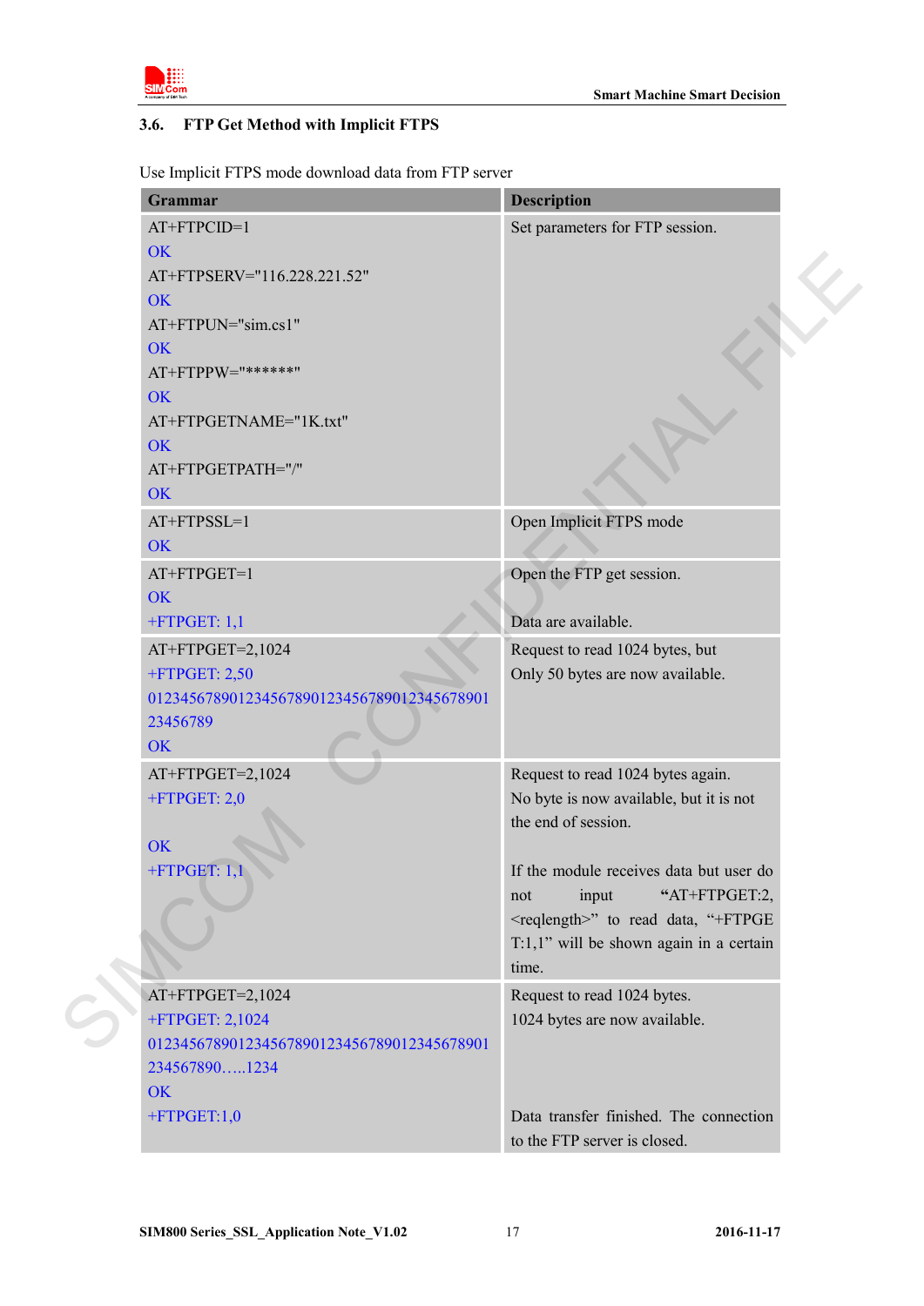### 3.6. FTP Get Method with Implicit FTPS

Use Implicit FTPS mode download data from FTP server

| Grammar | Description |
|---|---|
| AT+FTPCID=1<br>OK<br>AT+FTPSERV="116.228.221.52"<br>OK<br>AT+FTPUN="sim.cs1"<br>OK<br>AT+FTPPW="******"<br>OK<br>AT+FTPGETNAME="1K.txt"<br>OK<br>AT+FTPGETPATH="/"<br>OK | Set parameters for FTP session. |
| AT+FTPSSL=1<br>OK | Open Implicit FTPS mode |
| AT+FTPGET=1<br>OK<br>+FTPGET: 1,1 | Open the FTP get session.<br><br>Data are available. |
| AT+FTPGET=2,1024<br>+FTPGET: 2,50<br>0123456789012345678901234567890123456789012345 6789<br>OK | Request to read 1024 bytes, but Only 50 bytes are now available. |
| AT+FTPGET=2,1024<br>+FTPGET: 2,0<br><br>OK<br>+FTPGET: 1,1 | Request to read 1024 bytes again.<br>No byte is now available, but it is not the end of session.<br><br>If the module receives data but user do not input "AT+FTPGET:2,<reqlength>" to read data, "+FTPGET:1,1" will be shown again in a certain time. |
| AT+FTPGET=2,1024<br>+FTPGET: 2,1024<br>01234567890123456789012345678901234567890123 4567890…..1234<br>OK<br>+FTPGET:1,0 | Request to read 1024 bytes.<br>1024 bytes are now available.<br><br><br>Data transfer finished. The connection to the FTP server is closed. |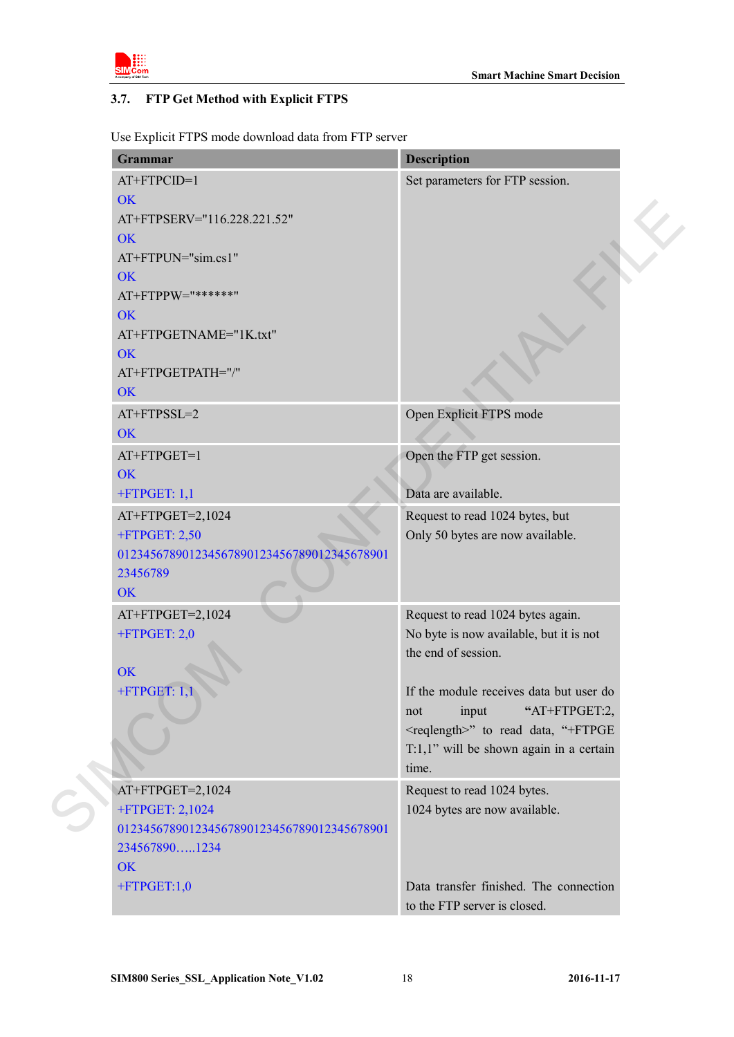### 3.7. FTP Get Method with Explicit FTPS

Use Explicit FTPS mode download data from FTP server

| Grammar | Description |
|---|---|
| AT+FTPCID=1<br>OK<br>AT+FTPSERV="116.228.221.52"<br>OK<br>AT+FTPUN="sim.cs1"<br>OK<br>AT+FTPPW="******"<br>OK<br>AT+FTPGETNAME="1K.txt"<br>OK<br>AT+FTPGETPATH="/"<br>OK | Set parameters for FTP session. |
| AT+FTPSSL=2<br>OK | Open Explicit FTPS mode |
| AT+FTPGET=1<br>OK<br>+FTPGET: 1,1 | Open the FTP get session.<br><br>Data are available. |
| AT+FTPGET=2,1024<br>+FTPGET: 2,50<br>0123456789012345678901234567890123456789012345678​9<br>OK | Request to read 1024 bytes, but Only 50 bytes are now available. |
| AT+FTPGET=2,1024<br>+FTPGET: 2,0<br><br>OK<br>+FTPGET: 1,1 | Request to read 1024 bytes again.<br>No byte is now available, but it is not the end of session.<br><br>If the module receives data but user do not input "AT+FTPGET:2,<reqlength>" to read data, "+FTPGET:1,1" will be shown again in a certain time. |
| AT+FTPGET=2,1024<br>+FTPGET: 2,1024<br>01234567890123456789012345678901234567890123456789​0…..1234<br>OK<br>+FTPGET:1,0 | Request to read 1024 bytes.<br>1024 bytes are now available.<br><br><br>Data transfer finished. The connection to the FTP server is closed. |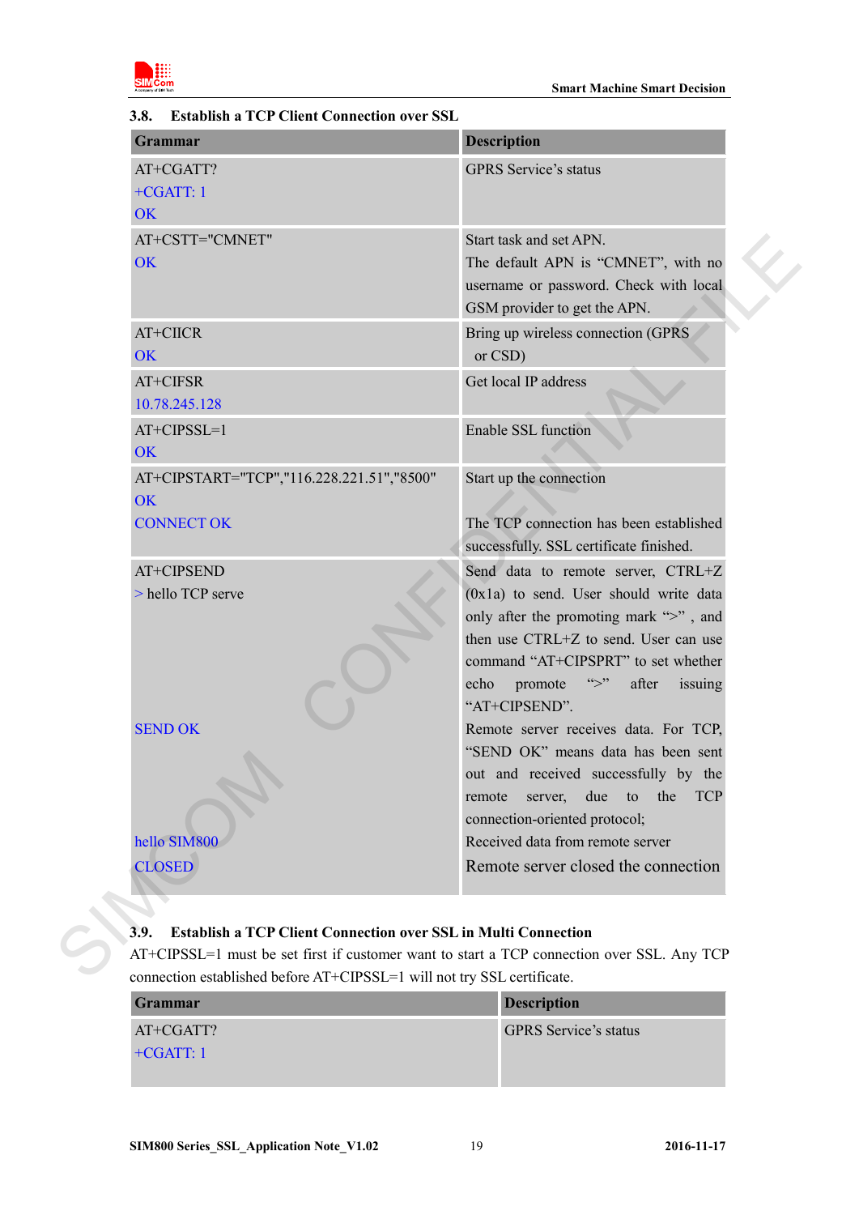### 3.8. Establish a TCP Client Connection over SSL

| Grammar | Description |
| --- | --- |
| AT+CGATT?<br>+CGATT: 1<br>OK | GPRS Service's status |
| AT+CSTT="CMNET"<br>OK | Start task and set APN.<br>The default APN is "CMNET", with no username or password. Check with local GSM provider to get the APN. |
| AT+CIICR<br>OK | Bring up wireless connection (GPRS or CSD) |
| AT+CIFSR<br>10.78.245.128 | Get local IP address |
| AT+CIPSSL=1<br>OK | Enable SSL function |
| AT+CIPSTART="TCP","116.228.221.51","8500"<br>OK<br>CONNECT OK | Start up the connection<br><br>The TCP connection has been established successfully. SSL certificate finished. |
| AT+CIPSEND<br>> hello TCP serve | Send data to remote server, CTRL+Z (0x1a) to send. User should write data only after the promoting mark ">" , and then use CTRL+Z to send. User can use command "AT+CIPSPRT" to set whether echo promote ">" after issuing "AT+CIPSEND". |
| SEND OK | Remote server receives data. For TCP, "SEND OK" means data has been sent out and received successfully by the remote server, due to the TCP connection-oriented protocol; |
| hello SIM800 | Received data from remote server |
| CLOSED | Remote server closed the connection |

### 3.9. Establish a TCP Client Connection over SSL in Multi Connection

AT+CIPSSL=1 must be set first if customer want to start a TCP connection over SSL. Any TCP connection established before AT+CIPSSL=1 will not try SSL certificate.

| Grammar | Description |
| --- | --- |
| AT+CGATT?<br>+CGATT: 1 | GPRS Service's status |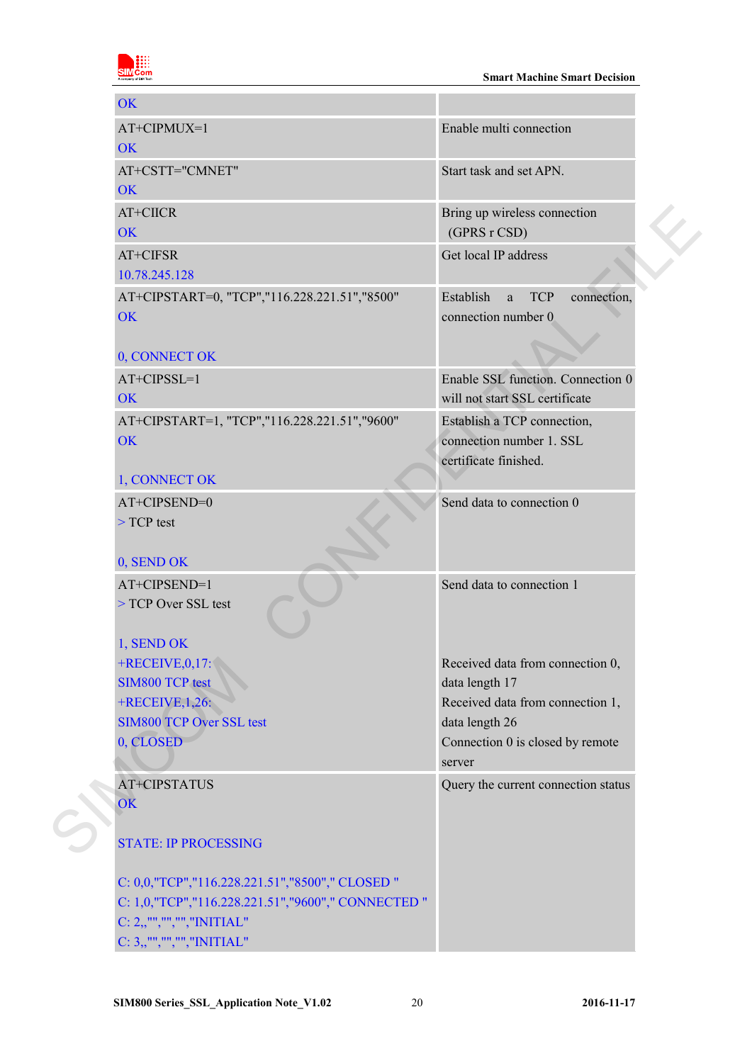| | |
|---|---|
| OK | |
| AT+CIPMUX=1<br>OK | Enable multi connection |
| AT+CSTT="CMNET"<br>OK | Start task and set APN. |
| AT+CIICR<br>OK | Bring up wireless connection (GPRS r CSD) |
| AT+CIFSR<br>10.78.245.128 | Get local IP address |
| AT+CIPSTART=0, "TCP","116.228.221.51","8500"<br>OK<br><br>0, CONNECT OK | Establish a TCP connection, connection number 0 |
| AT+CIPSSL=1<br>OK | Enable SSL function. Connection 0 will not start SSL certificate |
| AT+CIPSTART=1, "TCP","116.228.221.51","9600"<br>OK<br><br>1, CONNECT OK | Establish a TCP connection, connection number 1. SSL certificate finished. |
| AT+CIPSEND=0<br>> TCP test<br><br>0, SEND OK | Send data to connection 0 |
| AT+CIPSEND=1<br>> TCP Over SSL test<br><br>1, SEND OK<br>+RECEIVE,0,17:<br>SIM800 TCP test<br>+RECEIVE,1,26:<br>SIM800 TCP Over SSL test<br>0, CLOSED | Send data to connection 1<br><br><br><br>Received data from connection 0, data length 17<br>Received data from connection 1, data length 26<br>Connection 0 is closed by remote server |
| AT+CIPSTATUS<br>OK<br><br>STATE: IP PROCESSING<br><br>C: 0,0,"TCP","116.228.221.51","8500"," CLOSED "<br>C: 1,0,"TCP","116.228.221.51","9600"," CONNECTED "<br>C: 2,,"","","","INITIAL"<br>C: 3,,"","","","INITIAL" | Query the current connection status |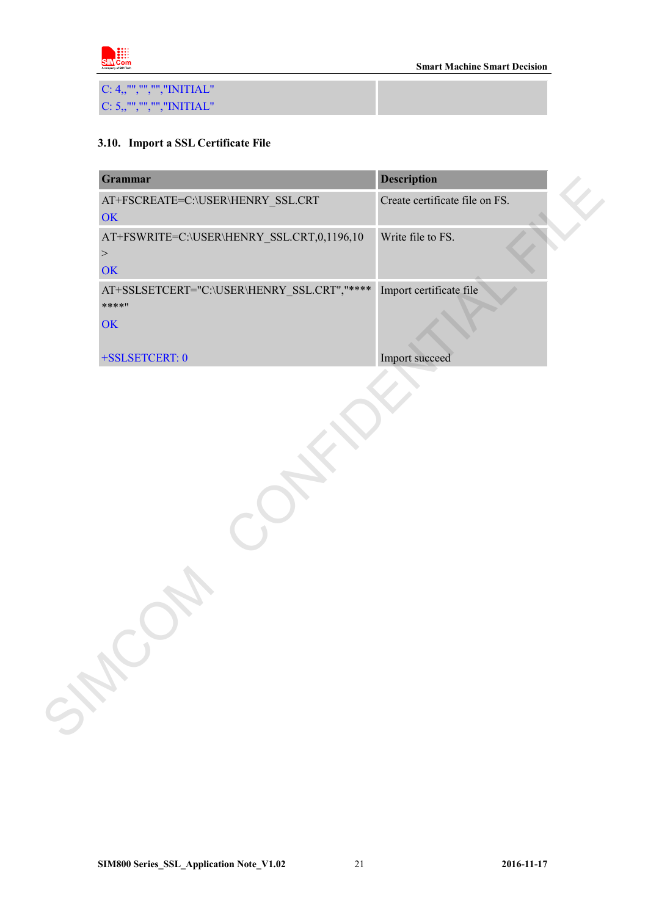| | |
|---|---|
| C: 4,,"","","","INITIAL"<br>C: 5,,"","","","INITIAL" | |

### 3.10. Import a SSL Certificate File

| Grammar | Description |
|---|---|
| AT+FSCREATE=C:\USER\HENRY_SSL.CRT<br>OK | Create certificate file on FS. |
| AT+FSWRITE=C:\USER\HENRY_SSL.CRT,0,1196,10<br>><br>OK | Write file to FS. |
| AT+SSLSETCERT="C:\USER\HENRY_SSL.CRT","********"<br>OK | Import certificate file |
| +SSLSETCERT: 0 | Import succeed |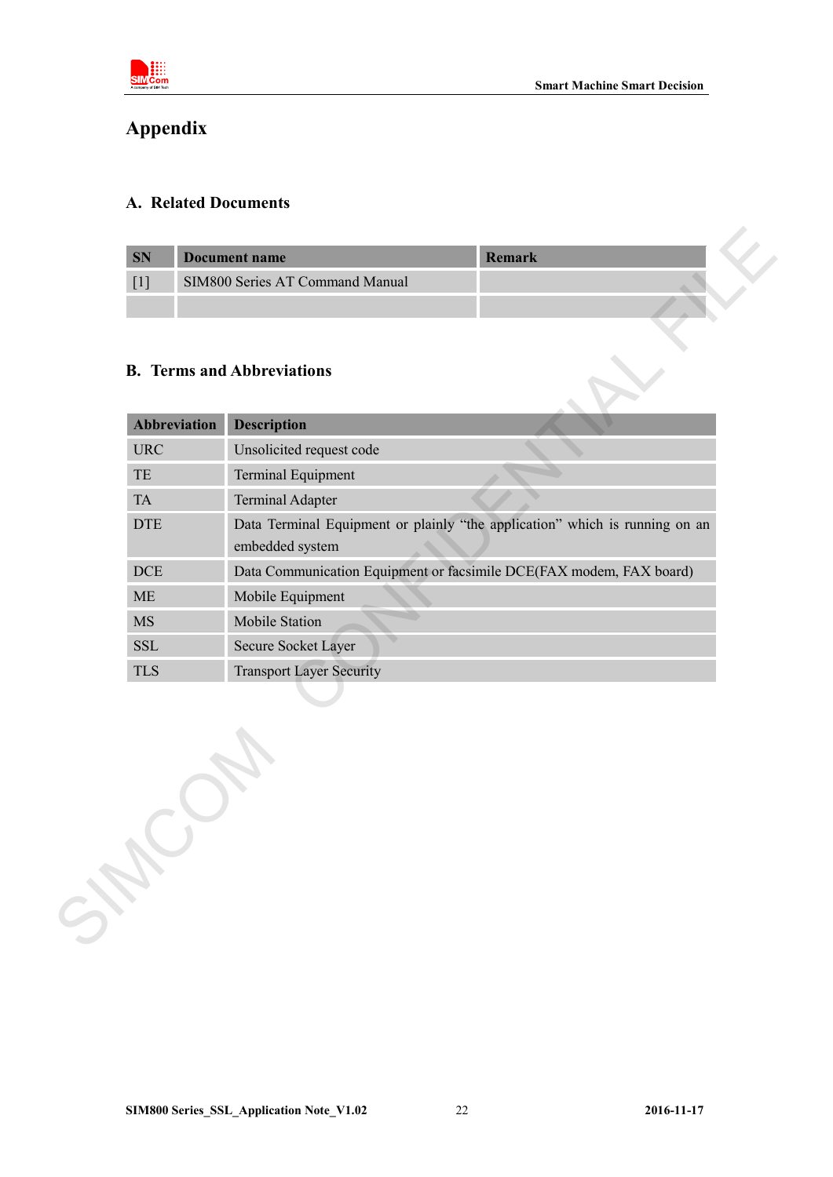# Appendix

## A. Related Documents

| SN | Document name | Remark |
|---|---|---|
| [1] | SIM800 Series AT Command Manual | |
| | | |

## B. Terms and Abbreviations

| Abbreviation | Description |
|---|---|
| URC | Unsolicited request code |
| TE | Terminal Equipment |
| TA | Terminal Adapter |
| DTE | Data Terminal Equipment or plainly "the application" which is running on an embedded system |
| DCE | Data Communication Equipment or facsimile DCE(FAX modem, FAX board) |
| ME | Mobile Equipment |
| MS | Mobile Station |
| SSL | Secure Socket Layer |
| TLS | Transport Layer Security |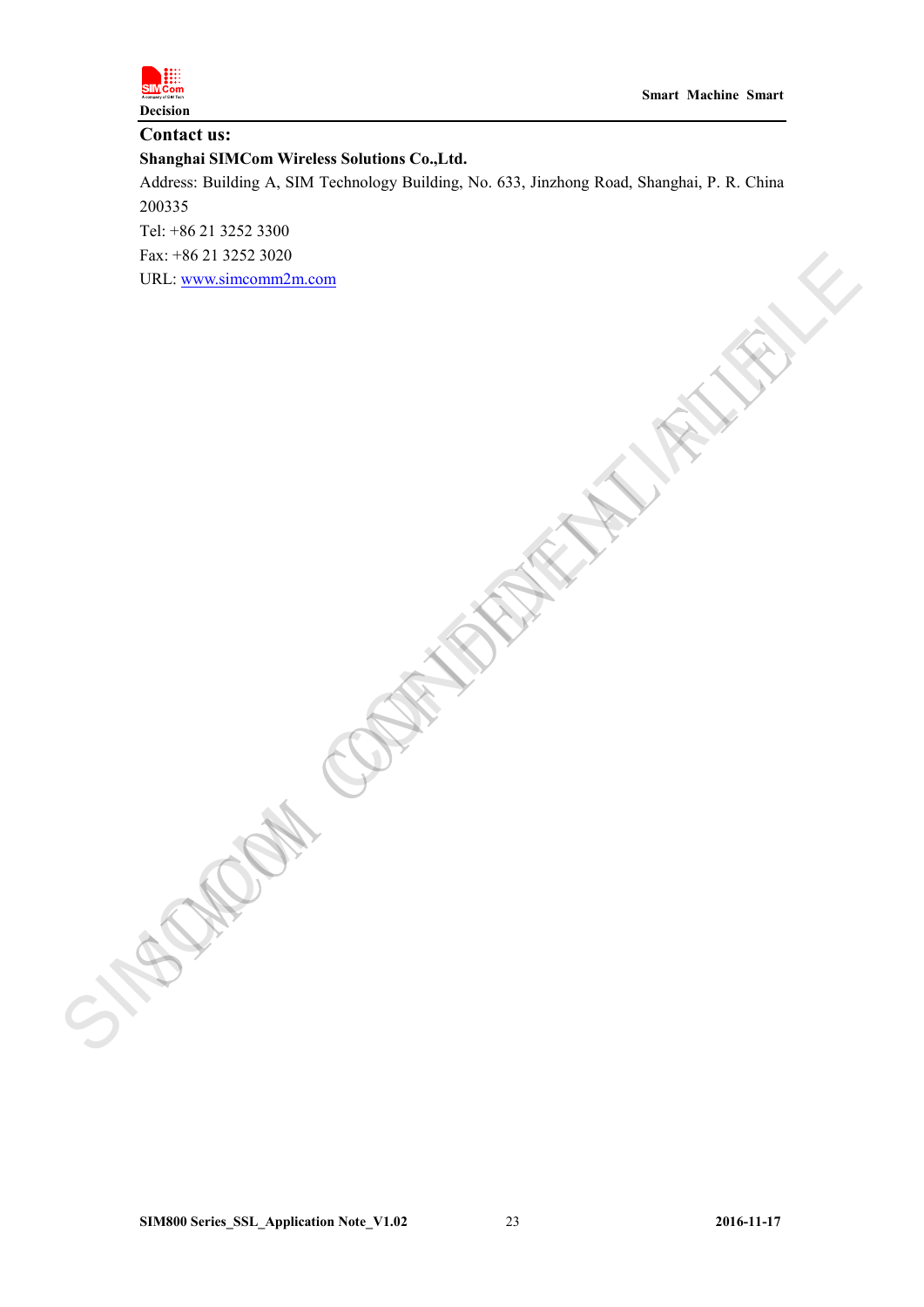## Contact us:

**Shanghai SIMCom Wireless Solutions Co.,Ltd.**

Address: Building A, SIM Technology Building, No. 633, Jinzhong Road, Shanghai, P. R. China 200335

Tel: +86 21 3252 3300

Fax: +86 21 3252 3020

URL: www.simcomm2m.com